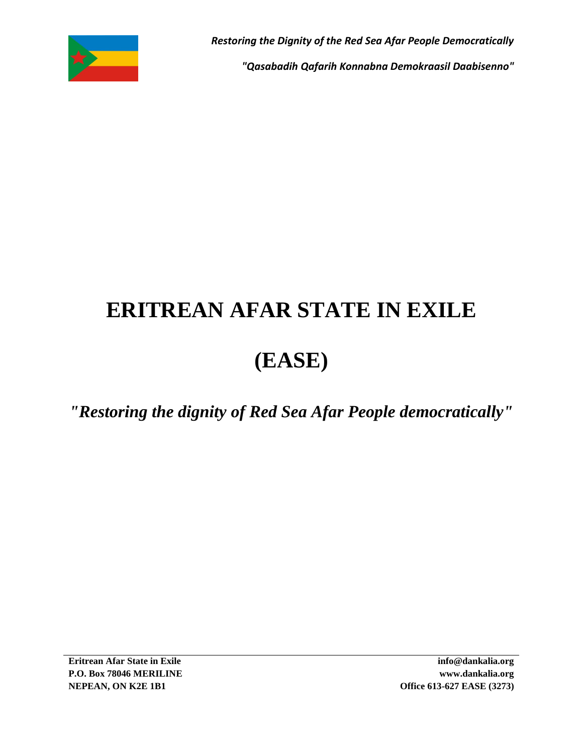*Restoring the Dignity of the Red Sea Afar People Democratically*

*"Qasabadih Qafarih Konnabna Demokraasil Daabisenno"*

# ERITREAN AFAR STATE IN EXILE

# (EASE)

***"Restoring the dignity of Red Sea Afar People democratically"***

**Eritrean Afar State in Exile**
**P.O. Box 78046 MERILINE**
**NEPEAN, ON K2E 1B1**

**info@dankalia.org**
**www.dankalia.org**
**Office 613-627 EASE (3273)**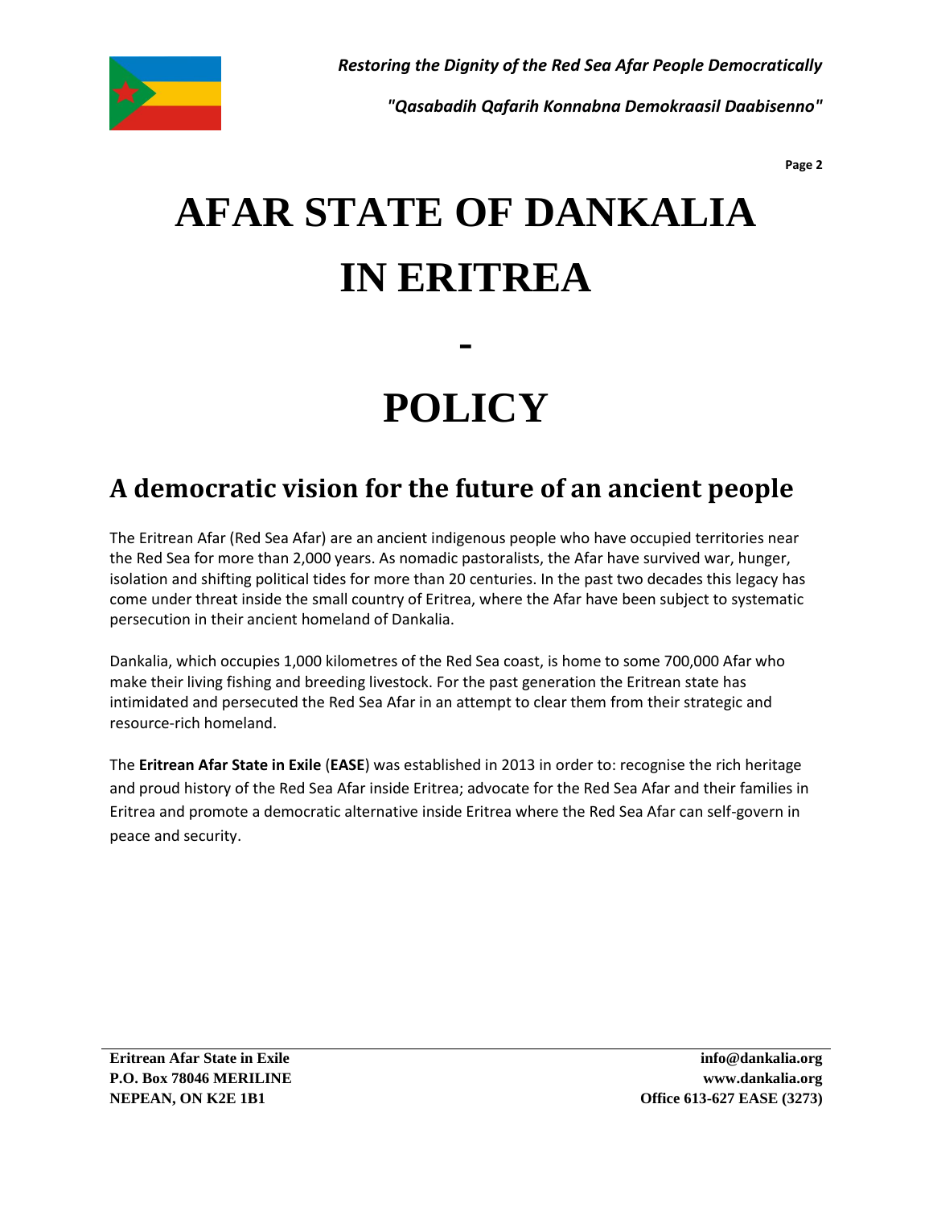# AFAR STATE OF DANKALIA IN ERITREA

# -

# POLICY

## A democratic vision for the future of an ancient people

The Eritrean Afar (Red Sea Afar) are an ancient indigenous people who have occupied territories near the Red Sea for more than 2,000 years. As nomadic pastoralists, the Afar have survived war, hunger, isolation and shifting political tides for more than 20 centuries. In the past two decades this legacy has come under threat inside the small country of Eritrea, where the Afar have been subject to systematic persecution in their ancient homeland of Dankalia.

Dankalia, which occupies 1,000 kilometres of the Red Sea coast, is home to some 700,000 Afar who make their living fishing and breeding livestock. For the past generation the Eritrean state has intimidated and persecuted the Red Sea Afar in an attempt to clear them from their strategic and resource-rich homeland.

The **Eritrean Afar State in Exile** (**EASE**) was established in 2013 in order to: recognise the rich heritage and proud history of the Red Sea Afar inside Eritrea; advocate for the Red Sea Afar and their families in Eritrea and promote a democratic alternative inside Eritrea where the Red Sea Afar can self-govern in peace and security.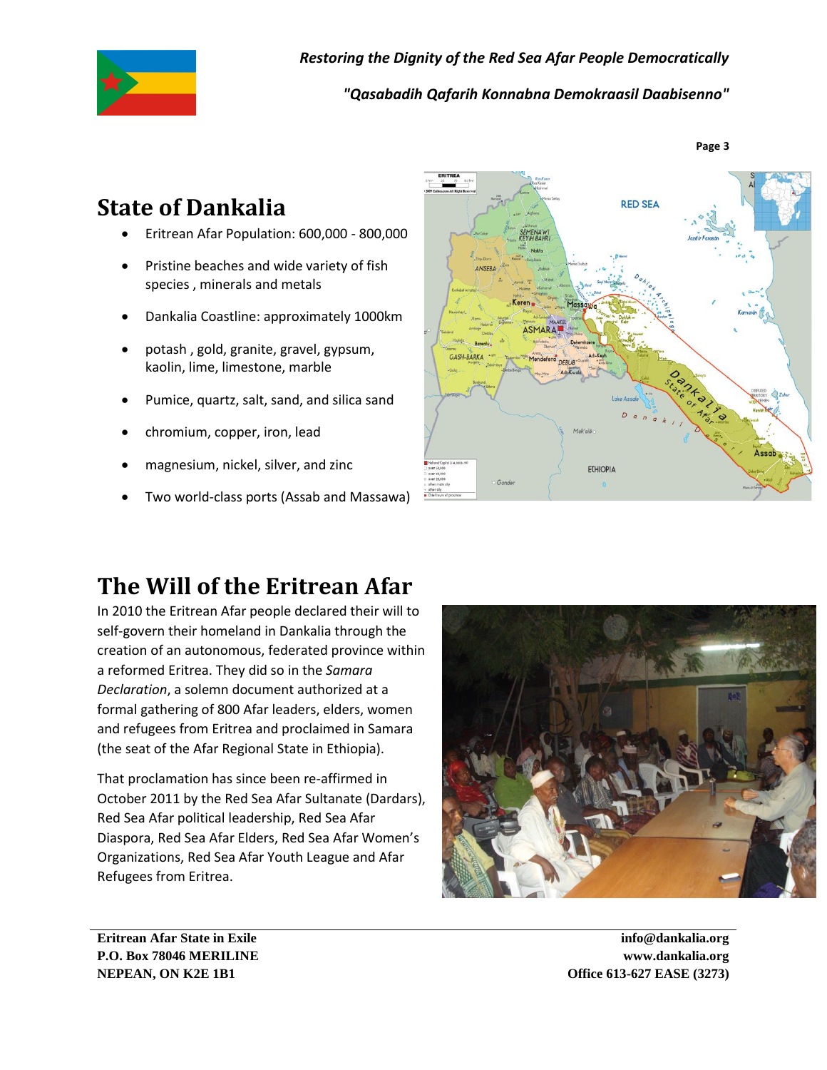## State of Dankalia

- Eritrean Afar Population: 600,000 - 800,000
- Pristine beaches and wide variety of fish species , minerals and metals
- Dankalia Coastline: approximately 1000km
- potash , gold, granite, gravel, gypsum, kaolin, lime, limestone, marble
- Pumice, quartz, salt, sand, and silica sand
- chromium, copper, iron, lead
- magnesium, nickel, silver, and zinc
- Two world-class ports (Assab and Massawa)

## The Will of the Eritrean Afar

In 2010 the Eritrean Afar people declared their will to self-govern their homeland in Dankalia through the creation of an autonomous, federated province within a reformed Eritrea. They did so in the *Samara Declaration*, a solemn document authorized at a formal gathering of 800 Afar leaders, elders, women and refugees from Eritrea and proclaimed in Samara (the seat of the Afar Regional State in Ethiopia).

That proclamation has since been re-affirmed in October 2011 by the Red Sea Afar Sultanate (Dardars), Red Sea Afar political leadership, Red Sea Afar Diaspora, Red Sea Afar Elders, Red Sea Afar Women's Organizations, Red Sea Afar Youth League and Afar Refugees from Eritrea.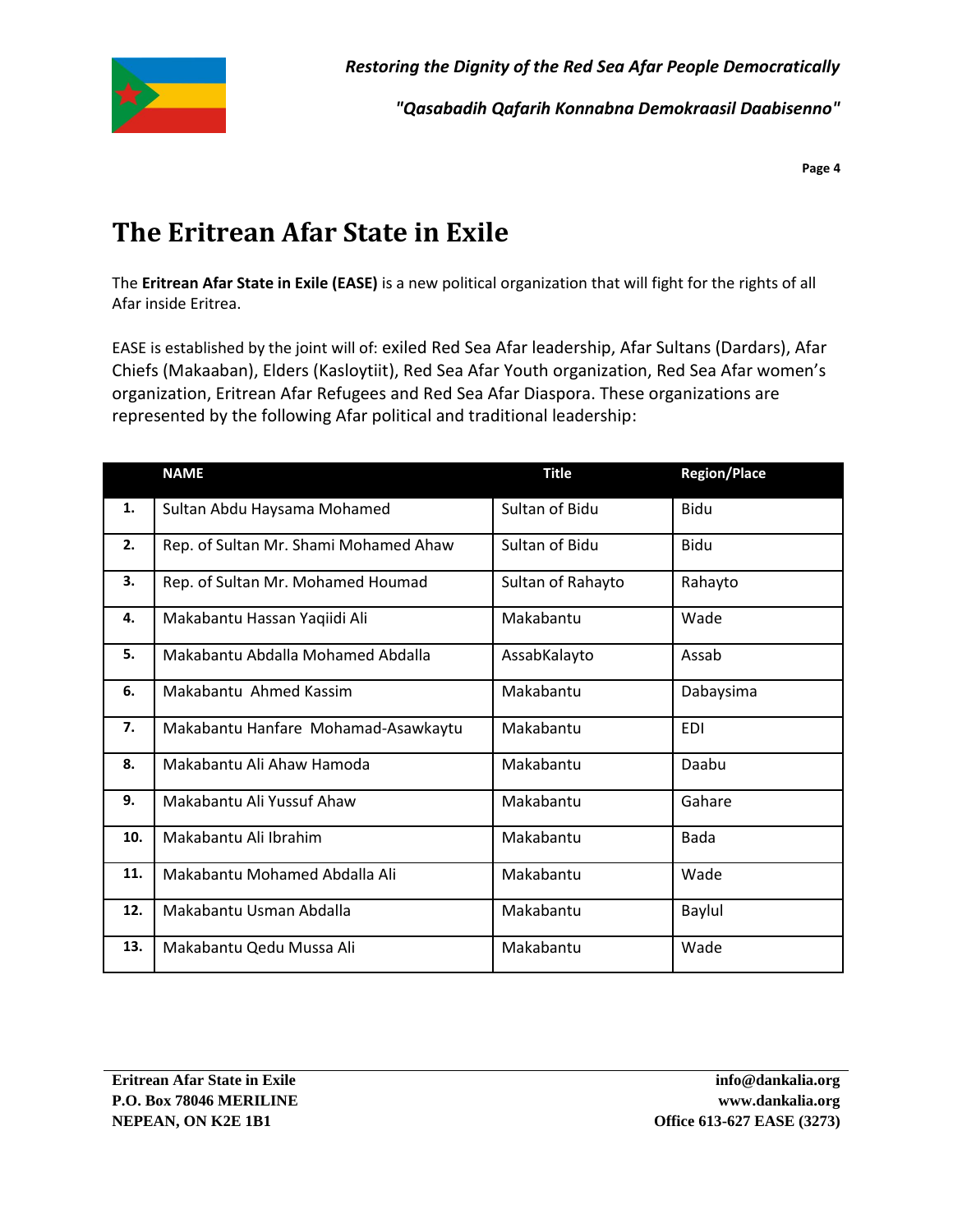# The Eritrean Afar State in Exile

The **Eritrean Afar State in Exile (EASE)** is a new political organization that will fight for the rights of all Afar inside Eritrea.

EASE is established by the joint will of: exiled Red Sea Afar leadership, Afar Sultans (Dardars), Afar Chiefs (Makaaban), Elders (Kasloytiit), Red Sea Afar Youth organization, Red Sea Afar women's organization, Eritrean Afar Refugees and Red Sea Afar Diaspora. These organizations are represented by the following Afar political and traditional leadership:

| | NAME | Title | Region/Place |
|---|---|---|---|
| **1.** | Sultan Abdu Haysama Mohamed | Sultan of Bidu | Bidu |
| **2.** | Rep. of Sultan Mr. Shami Mohamed Ahaw | Sultan of Bidu | Bidu |
| **3.** | Rep. of Sultan Mr. Mohamed Houmad | Sultan of Rahayto | Rahayto |
| **4.** | Makabantu Hassan Yaqiidi Ali | Makabantu | Wade |
| **5.** | Makabantu Abdalla Mohamed Abdalla | AssabKalayto | Assab |
| **6.** | Makabantu Ahmed Kassim | Makabantu | Dabaysima |
| **7.** | Makabantu Hanfare Mohamad-Asawkaytu | Makabantu | EDI |
| **8.** | Makabantu Ali Ahaw Hamoda | Makabantu | Daabu |
| **9.** | Makabantu Ali Yussuf Ahaw | Makabantu | Gahare |
| **10.** | Makabantu Ali Ibrahim | Makabantu | Bada |
| **11.** | Makabantu Mohamed Abdalla Ali | Makabantu | Wade |
| **12.** | Makabantu Usman Abdalla | Makabantu | Baylul |
| **13.** | Makabantu Qedu Mussa Ali | Makabantu | Wade |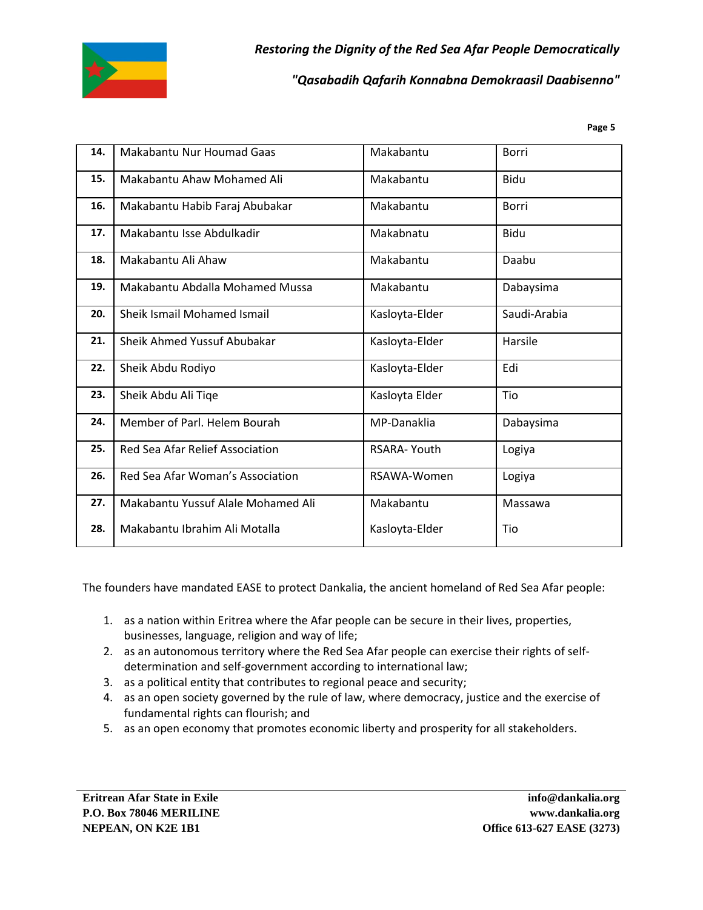| 14. | Makabantu Nur Houmad Gaas | Makabantu | Borri |
|---|---|---|---|
| 15. | Makabantu Ahaw Mohamed Ali | Makabantu | Bidu |
| 16. | Makabantu Habib Faraj Abubakar | Makabantu | Borri |
| 17. | Makabantu Isse Abdulkadir | Makabnatu | Bidu |
| 18. | Makabantu Ali Ahaw | Makabantu | Daabu |
| 19. | Makabantu Abdalla Mohamed Mussa | Makabantu | Dabaysima |
| 20. | Sheik Ismail Mohamed Ismail | Kasloyta-Elder | Saudi-Arabia |
| 21. | Sheik Ahmed Yussuf Abubakar | Kasloyta-Elder | Harsile |
| 22. | Sheik Abdu Rodiyo | Kasloyta-Elder | Edi |
| 23. | Sheik Abdu Ali Tiqe | Kasloyta Elder | Tio |
| 24. | Member of Parl. Helem Bourah | MP-Danaklia | Dabaysima |
| 25. | Red Sea Afar Relief Association | RSARA- Youth | Logiya |
| 26. | Red Sea Afar Woman's Association | RSAWA-Women | Logiya |
| 27. | Makabantu Yussuf Alale Mohamed Ali | Makabantu | Massawa |
| 28. | Makabantu Ibrahim Ali Motalla | Kasloyta-Elder | Tio |

The founders have mandated EASE to protect Dankalia, the ancient homeland of Red Sea Afar people:

1. as a nation within Eritrea where the Afar people can be secure in their lives, properties, businesses, language, religion and way of life;
2. as an autonomous territory where the Red Sea Afar people can exercise their rights of self-determination and self-government according to international law;
3. as a political entity that contributes to regional peace and security;
4. as an open society governed by the rule of law, where democracy, justice and the exercise of fundamental rights can flourish; and
5. as an open economy that promotes economic liberty and prosperity for all stakeholders.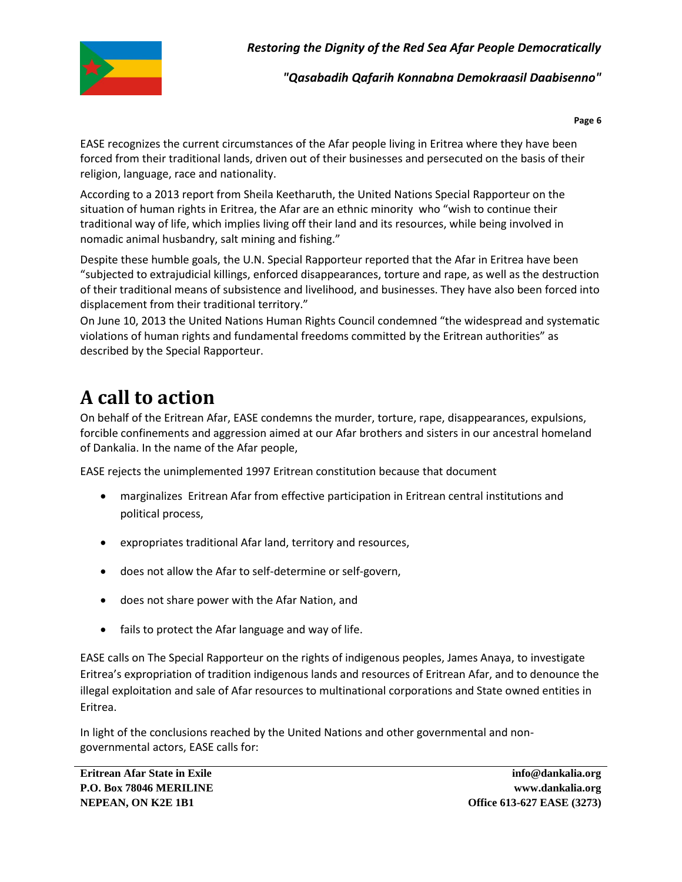EASE recognizes the current circumstances of the Afar people living in Eritrea where they have been forced from their traditional lands, driven out of their businesses and persecuted on the basis of their religion, language, race and nationality.

According to a 2013 report from Sheila Keetharuth, the United Nations Special Rapporteur on the situation of human rights in Eritrea, the Afar are an ethnic minority who "wish to continue their traditional way of life, which implies living off their land and its resources, while being involved in nomadic animal husbandry, salt mining and fishing."

Despite these humble goals, the U.N. Special Rapporteur reported that the Afar in Eritrea have been "subjected to extrajudicial killings, enforced disappearances, torture and rape, as well as the destruction of their traditional means of subsistence and livelihood, and businesses. They have also been forced into displacement from their traditional territory."

On June 10, 2013 the United Nations Human Rights Council condemned "the widespread and systematic violations of human rights and fundamental freedoms committed by the Eritrean authorities" as described by the Special Rapporteur.

# A call to action

On behalf of the Eritrean Afar, EASE condemns the murder, torture, rape, disappearances, expulsions, forcible confinements and aggression aimed at our Afar brothers and sisters in our ancestral homeland of Dankalia. In the name of the Afar people,

EASE rejects the unimplemented 1997 Eritrean constitution because that document

- marginalizes Eritrean Afar from effective participation in Eritrean central institutions and political process,
- expropriates traditional Afar land, territory and resources,
- does not allow the Afar to self-determine or self-govern,
- does not share power with the Afar Nation, and
- fails to protect the Afar language and way of life.

EASE calls on The Special Rapporteur on the rights of indigenous peoples, James Anaya, to investigate Eritrea's expropriation of tradition indigenous lands and resources of Eritrean Afar, and to denounce the illegal exploitation and sale of Afar resources to multinational corporations and State owned entities in Eritrea.

In light of the conclusions reached by the United Nations and other governmental and non-governmental actors, EASE calls for: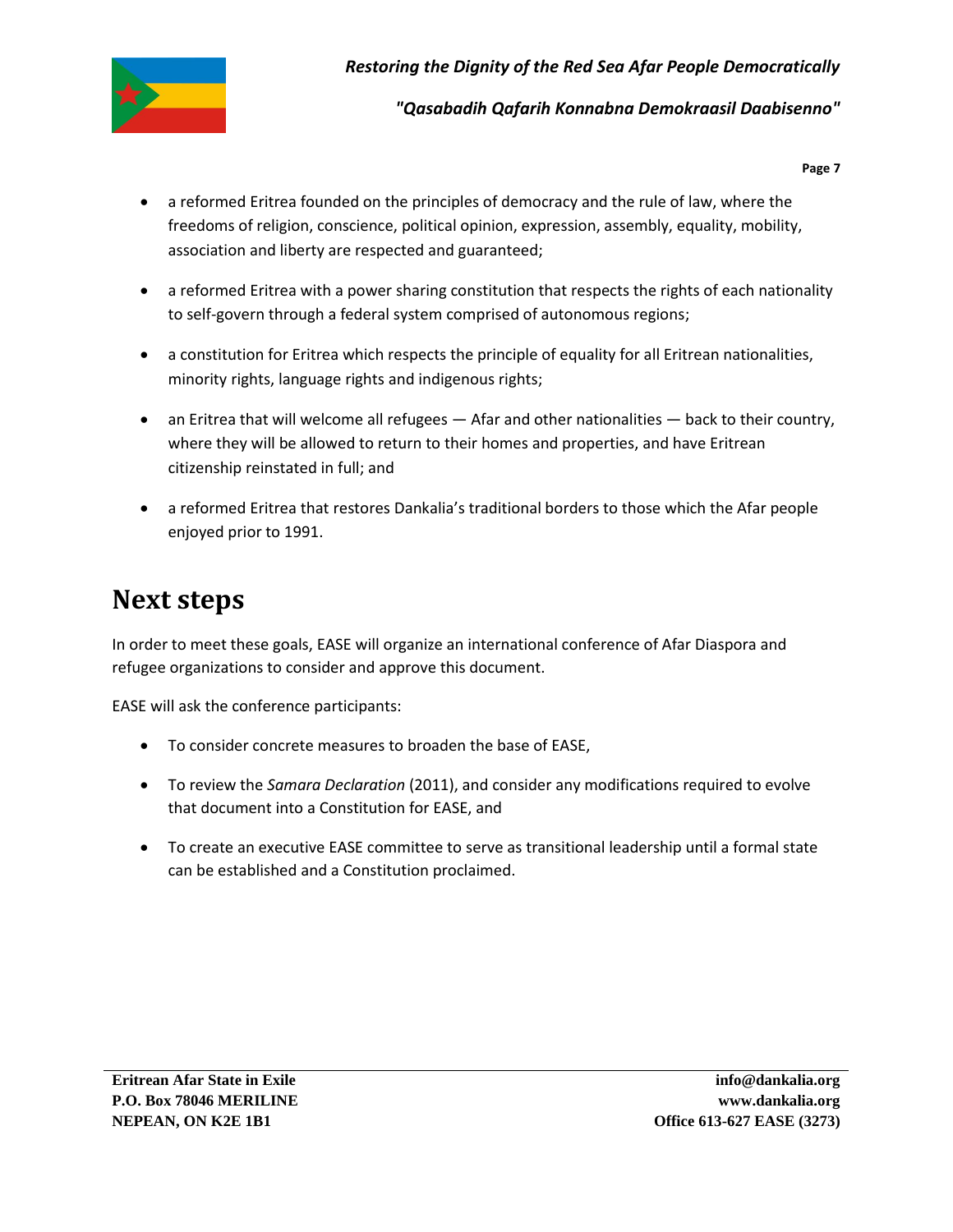- a reformed Eritrea founded on the principles of democracy and the rule of law, where the freedoms of religion, conscience, political opinion, expression, assembly, equality, mobility, association and liberty are respected and guaranteed;
- a reformed Eritrea with a power sharing constitution that respects the rights of each nationality to self-govern through a federal system comprised of autonomous regions;
- a constitution for Eritrea which respects the principle of equality for all Eritrean nationalities, minority rights, language rights and indigenous rights;
- an Eritrea that will welcome all refugees — Afar and other nationalities — back to their country, where they will be allowed to return to their homes and properties, and have Eritrean citizenship reinstated in full; and
- a reformed Eritrea that restores Dankalia's traditional borders to those which the Afar people enjoyed prior to 1991.

# Next steps

In order to meet these goals, EASE will organize an international conference of Afar Diaspora and refugee organizations to consider and approve this document.

EASE will ask the conference participants:

- To consider concrete measures to broaden the base of EASE,
- To review the *Samara Declaration* (2011), and consider any modifications required to evolve that document into a Constitution for EASE, and
- To create an executive EASE committee to serve as transitional leadership until a formal state can be established and a Constitution proclaimed.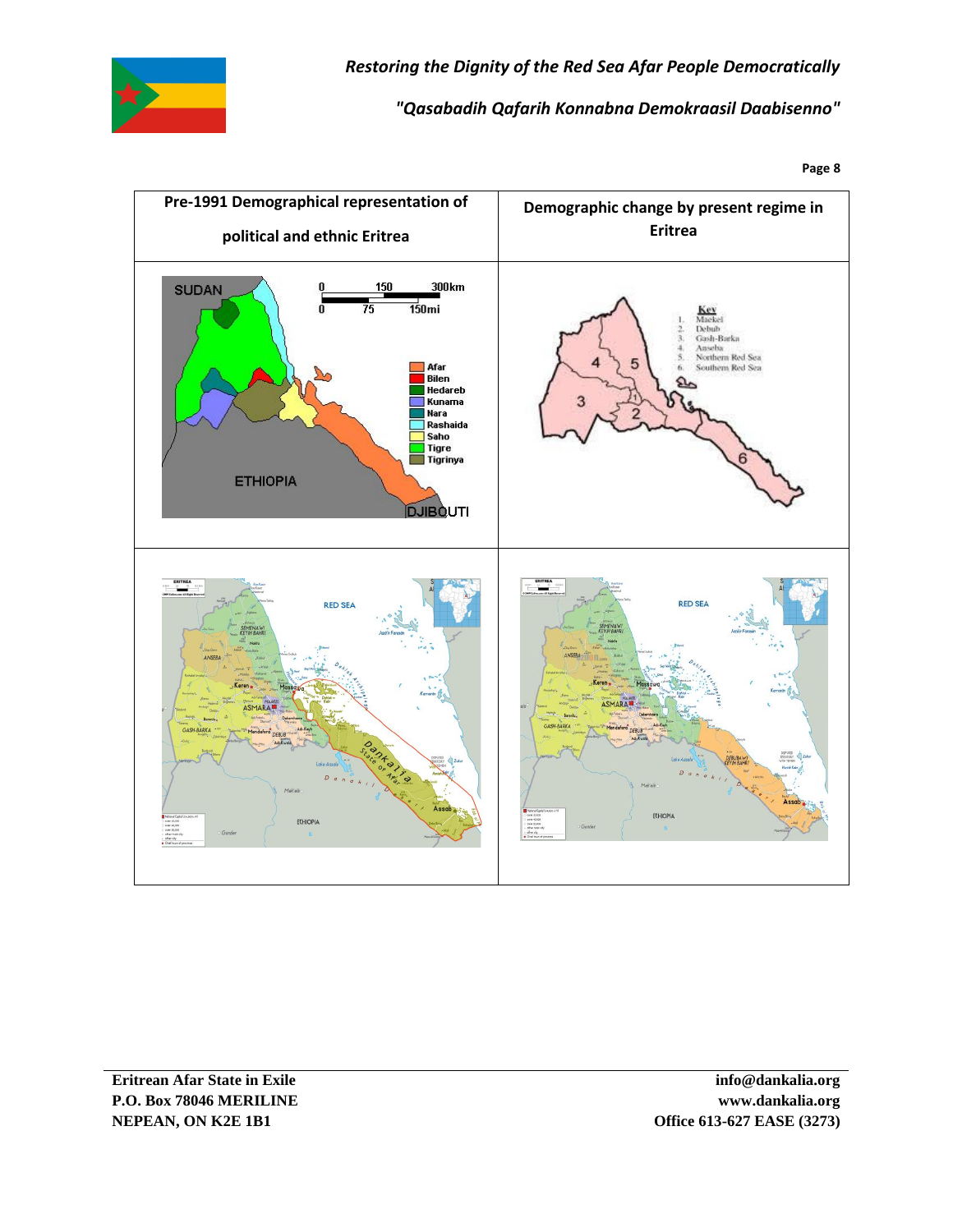| Pre-1991 Demographical representation of political and ethnic Eritrea | Demographic change by present regime in Eritrea |
|---|---|
| SUDAN<br>0 150 300km<br>0 75 150mi<br>Afar<br>Bilen<br>Hedareb<br>Kunama<br>Nara<br>Rashaida<br>Saho<br>Tigre<br>Tigrinya<br>ETHIOPIA<br>DJIBOUTI | Key<br>1. Maekel<br>2. Debub<br>3. Gash-Barka<br>4. Anseba<br>5. Northern Red Sea<br>6. Southern Red Sea |
| RED SEA<br>Dankalia State of Afar<br>Assab<br>ETHIOPIA | RED SEA<br>DEBUBAWI KEYIH BAHRI<br>Assab<br>ETHIOPIA |